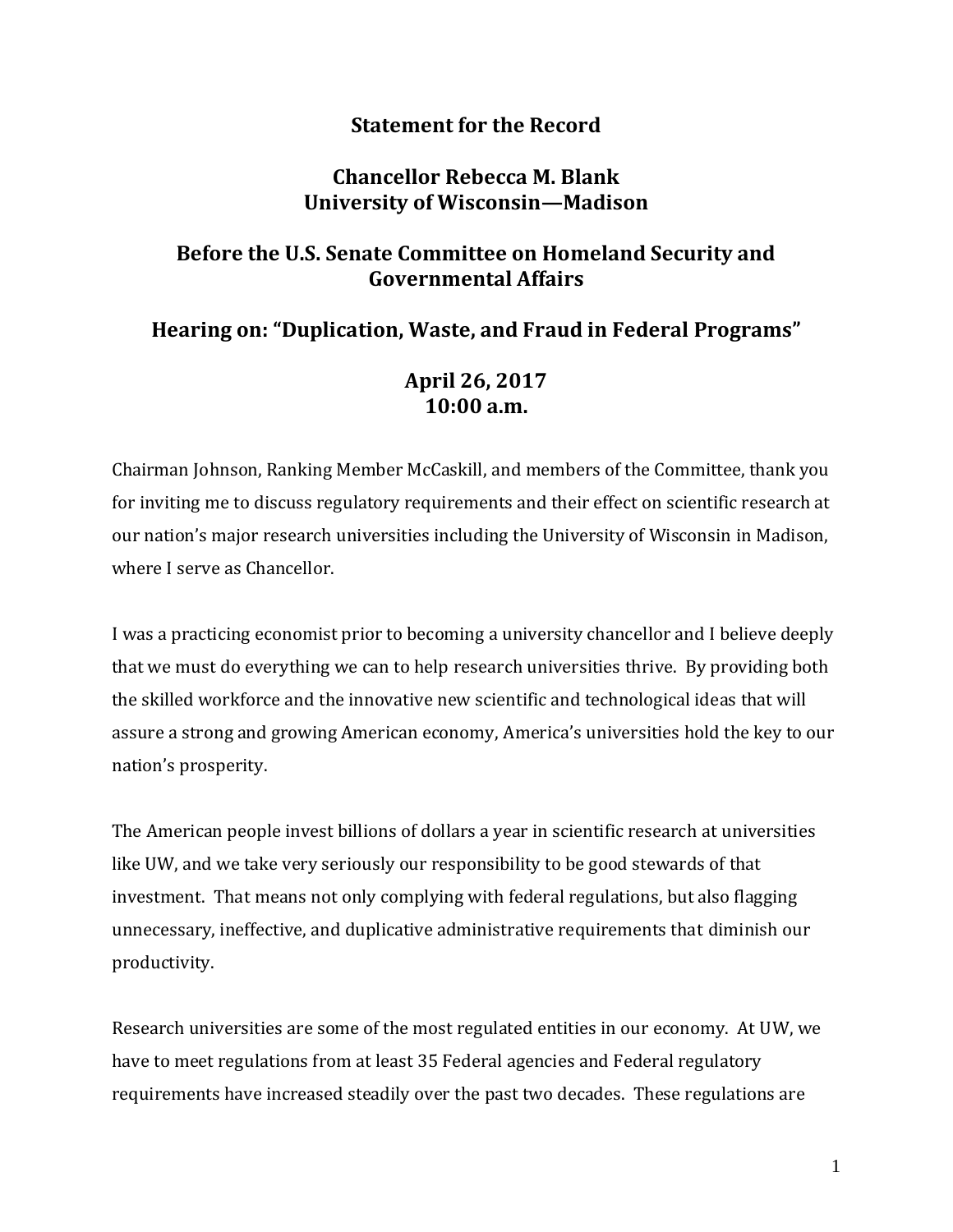# Statement for the Record

## Chancellor Rebecca M. Blank
## University of Wisconsin—Madison

## Before the U.S. Senate Committee on Homeland Security and Governmental Affairs

## Hearing on: "Duplication, Waste, and Fraud in Federal Programs"

## April 26, 2017
## 10:00 a.m.

Chairman Johnson, Ranking Member McCaskill, and members of the Committee, thank you for inviting me to discuss regulatory requirements and their effect on scientific research at our nation's major research universities including the University of Wisconsin in Madison, where I serve as Chancellor.

I was a practicing economist prior to becoming a university chancellor and I believe deeply that we must do everything we can to help research universities thrive. By providing both the skilled workforce and the innovative new scientific and technological ideas that will assure a strong and growing American economy, America's universities hold the key to our nation's prosperity.

The American people invest billions of dollars a year in scientific research at universities like UW, and we take very seriously our responsibility to be good stewards of that investment. That means not only complying with federal regulations, but also flagging unnecessary, ineffective, and duplicative administrative requirements that diminish our productivity.

Research universities are some of the most regulated entities in our economy. At UW, we have to meet regulations from at least 35 Federal agencies and Federal regulatory requirements have increased steadily over the past two decades. These regulations are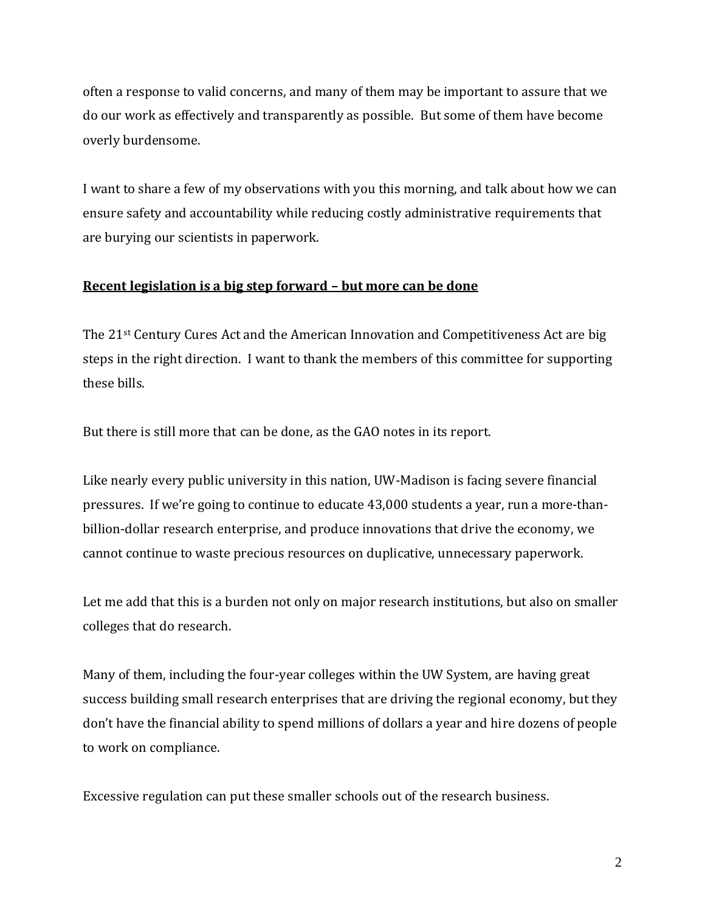often a response to valid concerns, and many of them may be important to assure that we do our work as effectively and transparently as possible. But some of them have become overly burdensome.

I want to share a few of my observations with you this morning, and talk about how we can ensure safety and accountability while reducing costly administrative requirements that are burying our scientists in paperwork.

**<u>Recent legislation is a big step forward – but more can be done</u>**

The 21$^{st}$ Century Cures Act and the American Innovation and Competitiveness Act are big steps in the right direction. I want to thank the members of this committee for supporting these bills.

But there is still more that can be done, as the GAO notes in its report.

Like nearly every public university in this nation, UW-Madison is facing severe financial pressures. If we're going to continue to educate 43,000 students a year, run a more-than-billion-dollar research enterprise, and produce innovations that drive the economy, we cannot continue to waste precious resources on duplicative, unnecessary paperwork.

Let me add that this is a burden not only on major research institutions, but also on smaller colleges that do research.

Many of them, including the four-year colleges within the UW System, are having great success building small research enterprises that are driving the regional economy, but they don't have the financial ability to spend millions of dollars a year and hire dozens of people to work on compliance.

Excessive regulation can put these smaller schools out of the research business.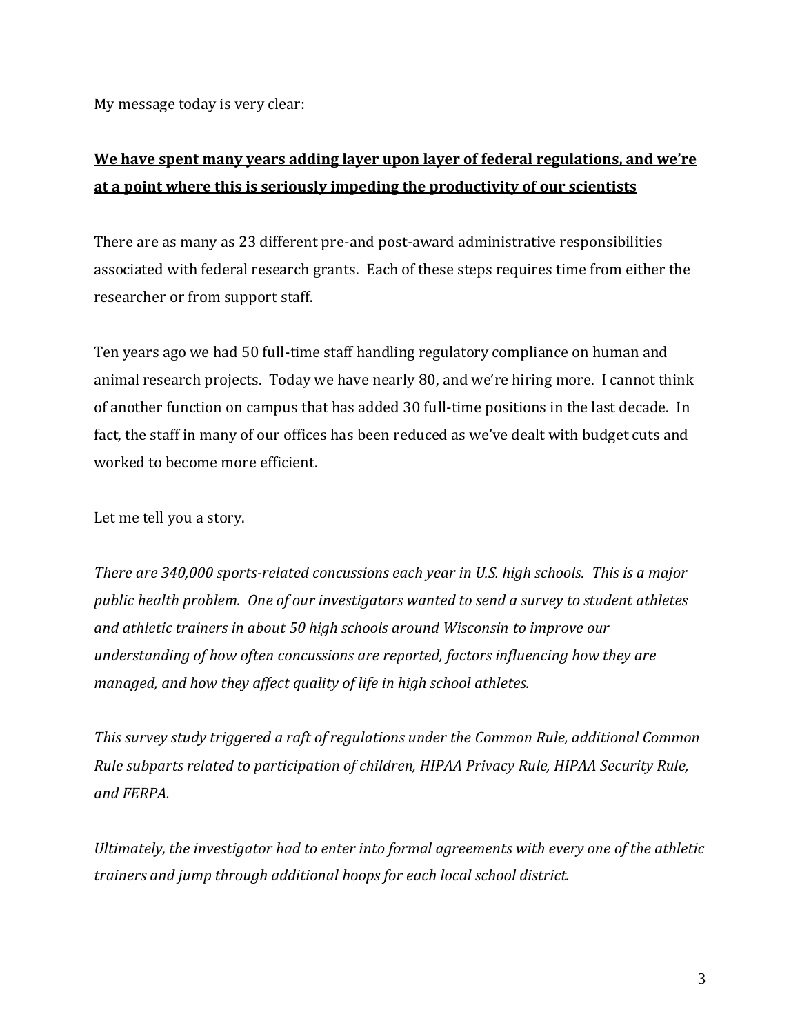My message today is very clear:

**<u>We have spent many years adding layer upon layer of federal regulations, and we're at a point where this is seriously impeding the productivity of our scientists</u>**

There are as many as 23 different pre-and post-award administrative responsibilities associated with federal research grants. Each of these steps requires time from either the researcher or from support staff.

Ten years ago we had 50 full-time staff handling regulatory compliance on human and animal research projects. Today we have nearly 80, and we're hiring more. I cannot think of another function on campus that has added 30 full-time positions in the last decade. In fact, the staff in many of our offices has been reduced as we've dealt with budget cuts and worked to become more efficient.

Let me tell you a story.

*There are 340,000 sports-related concussions each year in U.S. high schools. This is a major public health problem. One of our investigators wanted to send a survey to student athletes and athletic trainers in about 50 high schools around Wisconsin to improve our understanding of how often concussions are reported, factors influencing how they are managed, and how they affect quality of life in high school athletes.*

*This survey study triggered a raft of regulations under the Common Rule, additional Common Rule subparts related to participation of children, HIPAA Privacy Rule, HIPAA Security Rule, and FERPA.*

*Ultimately, the investigator had to enter into formal agreements with every one of the athletic trainers and jump through additional hoops for each local school district.*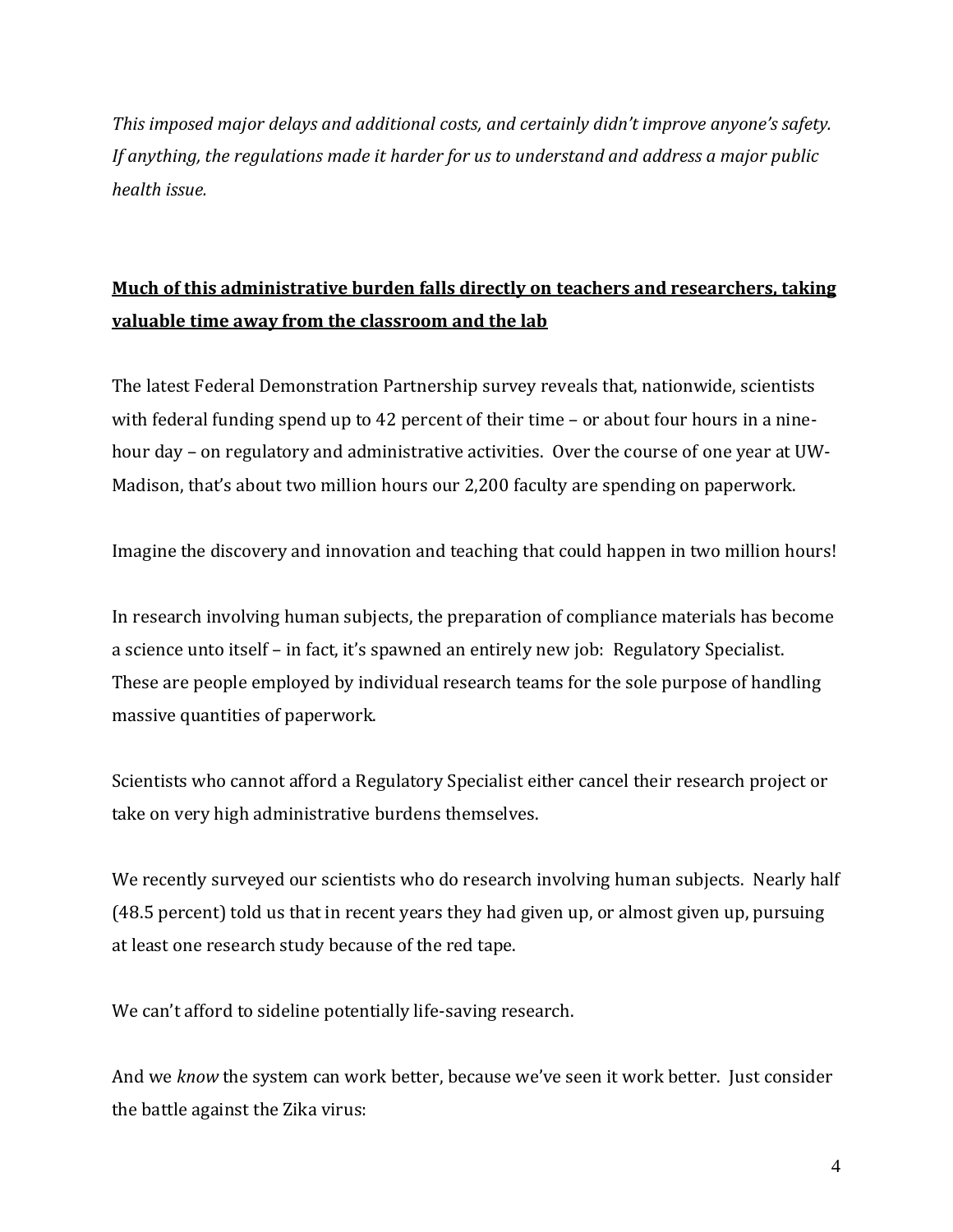*This imposed major delays and additional costs, and certainly didn't improve anyone's safety. If anything, the regulations made it harder for us to understand and address a major public health issue.*

**<u>Much of this administrative burden falls directly on teachers and researchers, taking valuable time away from the classroom and the lab</u>**

The latest Federal Demonstration Partnership survey reveals that, nationwide, scientists with federal funding spend up to 42 percent of their time – or about four hours in a nine-hour day – on regulatory and administrative activities. Over the course of one year at UW-Madison, that's about two million hours our 2,200 faculty are spending on paperwork.

Imagine the discovery and innovation and teaching that could happen in two million hours!

In research involving human subjects, the preparation of compliance materials has become a science unto itself – in fact, it's spawned an entirely new job: Regulatory Specialist. These are people employed by individual research teams for the sole purpose of handling massive quantities of paperwork.

Scientists who cannot afford a Regulatory Specialist either cancel their research project or take on very high administrative burdens themselves.

We recently surveyed our scientists who do research involving human subjects. Nearly half (48.5 percent) told us that in recent years they had given up, or almost given up, pursuing at least one research study because of the red tape.

We can't afford to sideline potentially life-saving research.

And we *know* the system can work better, because we've seen it work better. Just consider the battle against the Zika virus: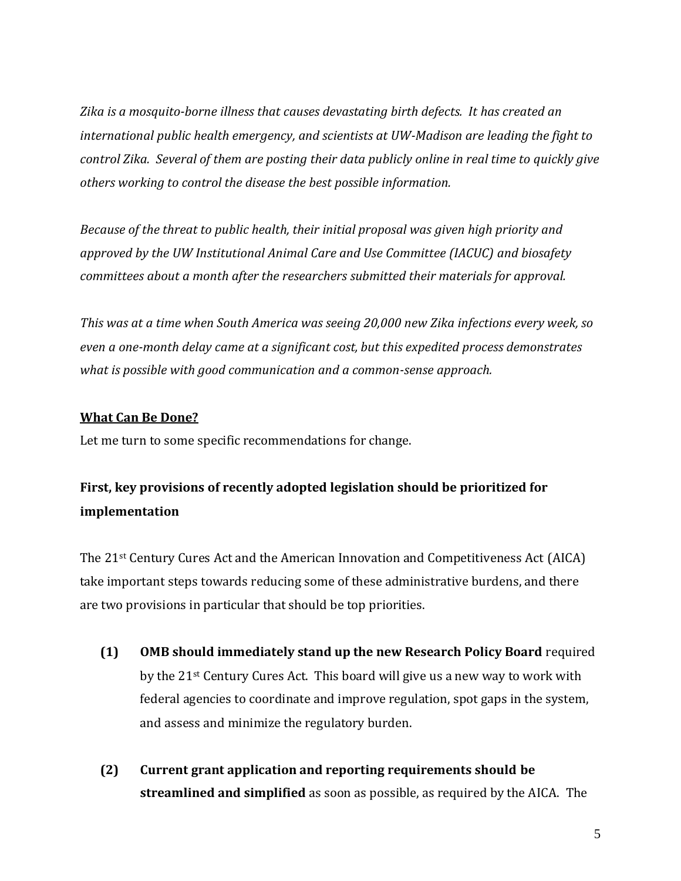*Zika is a mosquito-borne illness that causes devastating birth defects. It has created an international public health emergency, and scientists at UW-Madison are leading the fight to control Zika. Several of them are posting their data publicly online in real time to quickly give others working to control the disease the best possible information.*

*Because of the threat to public health, their initial proposal was given high priority and approved by the UW Institutional Animal Care and Use Committee (IACUC) and biosafety committees about a month after the researchers submitted their materials for approval.*

*This was at a time when South America was seeing 20,000 new Zika infections every week, so even a one-month delay came at a significant cost, but this expedited process demonstrates what is possible with good communication and a common-sense approach.*

**<u>What Can Be Done?</u>**

Let me turn to some specific recommendations for change.

**First, key provisions of recently adopted legislation should be prioritized for implementation**

The 21st Century Cures Act and the American Innovation and Competitiveness Act (AICA) take important steps towards reducing some of these administrative burdens, and there are two provisions in particular that should be top priorities.

**(1) OMB should immediately stand up the new Research Policy Board** required by the 21st Century Cures Act. This board will give us a new way to work with federal agencies to coordinate and improve regulation, spot gaps in the system, and assess and minimize the regulatory burden.

**(2) Current grant application and reporting requirements should be streamlined and simplified** as soon as possible, as required by the AICA. The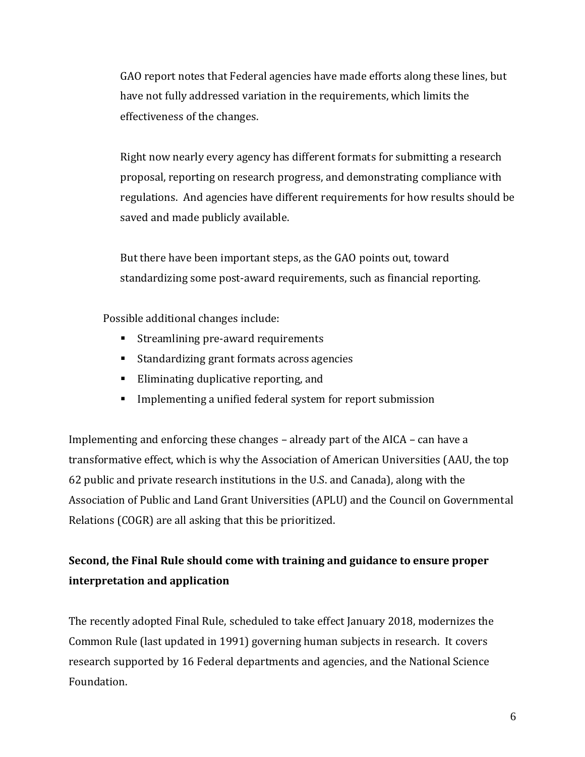GAO report notes that Federal agencies have made efforts along these lines, but have not fully addressed variation in the requirements, which limits the effectiveness of the changes.

Right now nearly every agency has different formats for submitting a research proposal, reporting on research progress, and demonstrating compliance with regulations. And agencies have different requirements for how results should be saved and made publicly available.

But there have been important steps, as the GAO points out, toward standardizing some post-award requirements, such as financial reporting.

Possible additional changes include:

- Streamlining pre-award requirements
- Standardizing grant formats across agencies
- Eliminating duplicative reporting, and
- Implementing a unified federal system for report submission

Implementing and enforcing these changes – already part of the AICA – can have a transformative effect, which is why the Association of American Universities (AAU, the top 62 public and private research institutions in the U.S. and Canada), along with the Association of Public and Land Grant Universities (APLU) and the Council on Governmental Relations (COGR) are all asking that this be prioritized.

**Second, the Final Rule should come with training and guidance to ensure proper interpretation and application**

The recently adopted Final Rule, scheduled to take effect January 2018, modernizes the Common Rule (last updated in 1991) governing human subjects in research. It covers research supported by 16 Federal departments and agencies, and the National Science Foundation.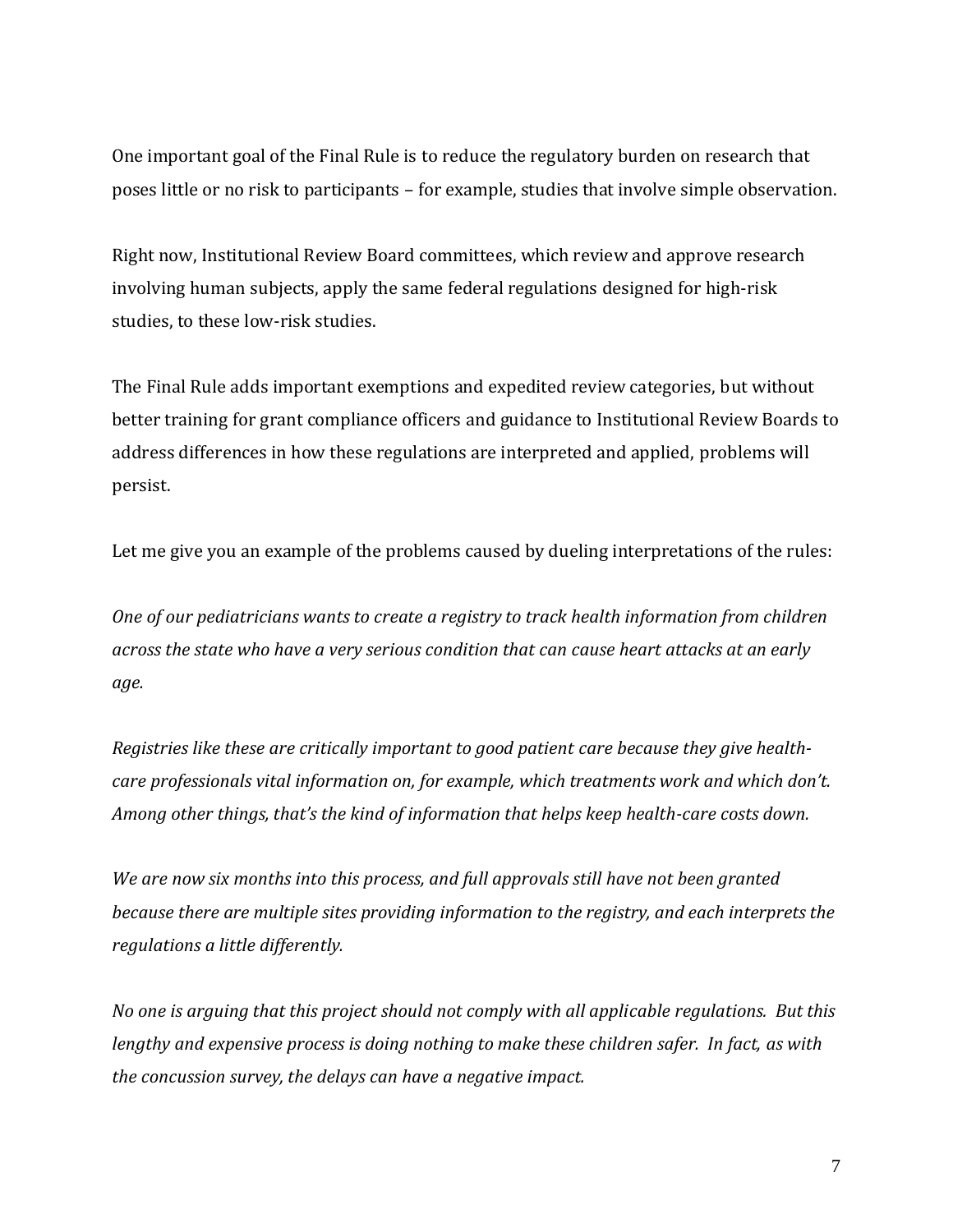One important goal of the Final Rule is to reduce the regulatory burden on research that poses little or no risk to participants – for example, studies that involve simple observation.

Right now, Institutional Review Board committees, which review and approve research involving human subjects, apply the same federal regulations designed for high-risk studies, to these low-risk studies.

The Final Rule adds important exemptions and expedited review categories, but without better training for grant compliance officers and guidance to Institutional Review Boards to address differences in how these regulations are interpreted and applied, problems will persist.

Let me give you an example of the problems caused by dueling interpretations of the rules:

*One of our pediatricians wants to create a registry to track health information from children across the state who have a very serious condition that can cause heart attacks at an early age.*

*Registries like these are critically important to good patient care because they give health-care professionals vital information on, for example, which treatments work and which don't. Among other things, that's the kind of information that helps keep health-care costs down.*

*We are now six months into this process, and full approvals still have not been granted because there are multiple sites providing information to the registry, and each interprets the regulations a little differently.*

*No one is arguing that this project should not comply with all applicable regulations. But this lengthy and expensive process is doing nothing to make these children safer. In fact, as with the concussion survey, the delays can have a negative impact.*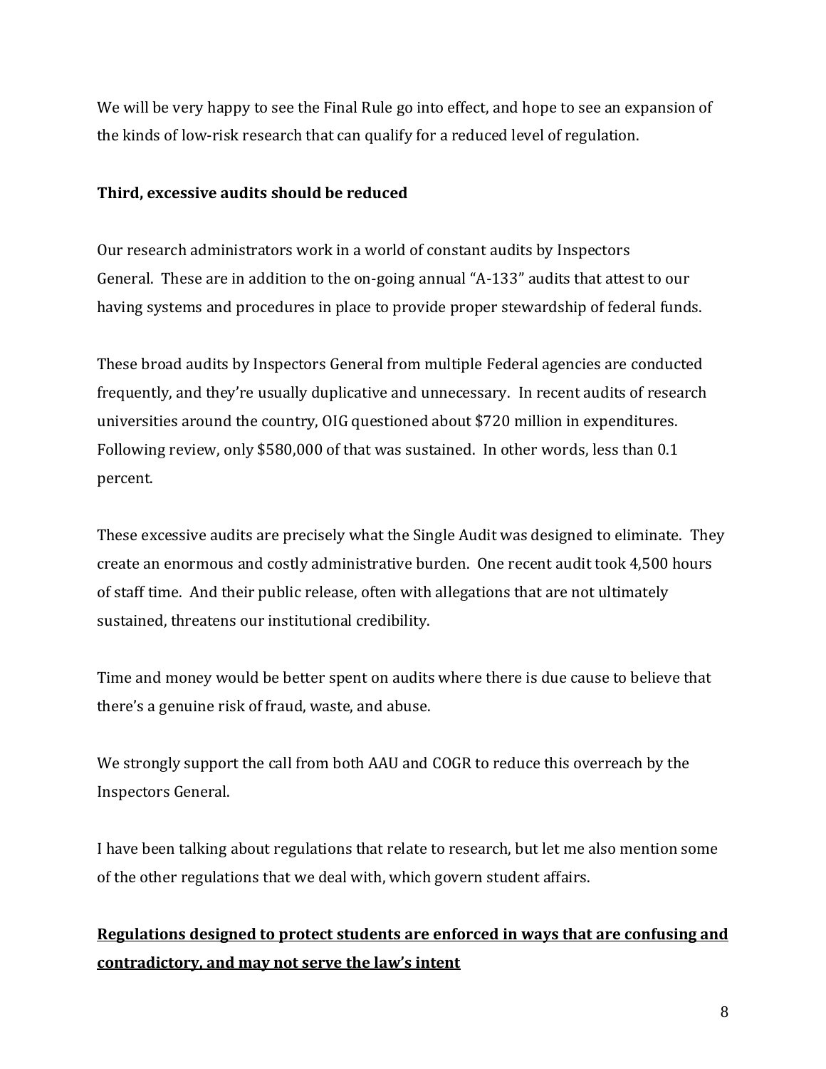We will be very happy to see the Final Rule go into effect, and hope to see an expansion of the kinds of low-risk research that can qualify for a reduced level of regulation.

**Third, excessive audits should be reduced**

Our research administrators work in a world of constant audits by Inspectors General. These are in addition to the on-going annual "A-133" audits that attest to our having systems and procedures in place to provide proper stewardship of federal funds.

These broad audits by Inspectors General from multiple Federal agencies are conducted frequently, and they're usually duplicative and unnecessary. In recent audits of research universities around the country, OIG questioned about $720 million in expenditures. Following review, only $580,000 of that was sustained. In other words, less than 0.1 percent.

These excessive audits are precisely what the Single Audit was designed to eliminate. They create an enormous and costly administrative burden. One recent audit took 4,500 hours of staff time. And their public release, often with allegations that are not ultimately sustained, threatens our institutional credibility.

Time and money would be better spent on audits where there is due cause to believe that there's a genuine risk of fraud, waste, and abuse.

We strongly support the call from both AAU and COGR to reduce this overreach by the Inspectors General.

I have been talking about regulations that relate to research, but let me also mention some of the other regulations that we deal with, which govern student affairs.

**<u>Regulations designed to protect students are enforced in ways that are confusing and contradictory, and may not serve the law's intent</u>**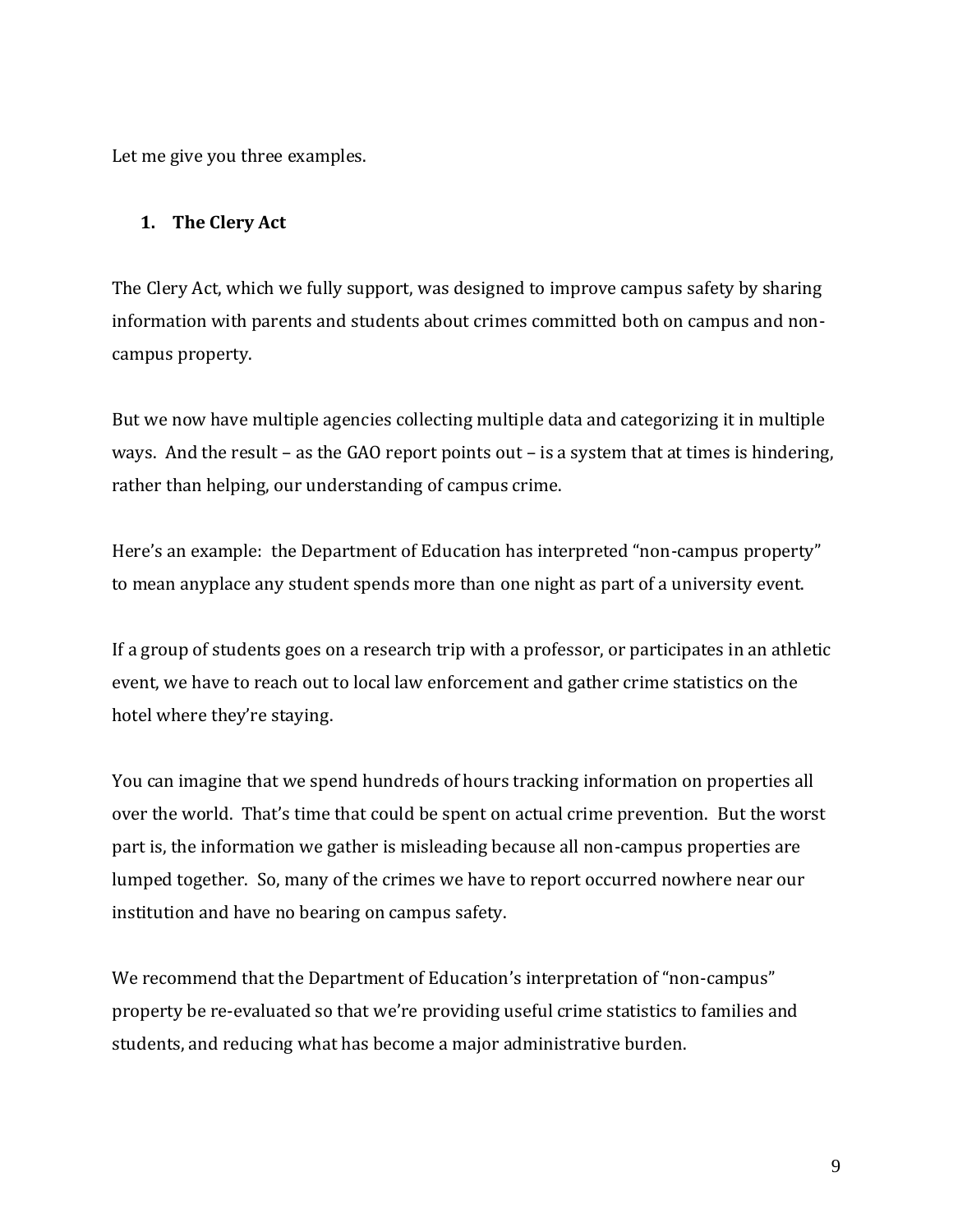Let me give you three examples.

1. **The Clery Act**

The Clery Act, which we fully support, was designed to improve campus safety by sharing information with parents and students about crimes committed both on campus and non-campus property.

But we now have multiple agencies collecting multiple data and categorizing it in multiple ways. And the result – as the GAO report points out – is a system that at times is hindering, rather than helping, our understanding of campus crime.

Here's an example: the Department of Education has interpreted "non-campus property" to mean anyplace any student spends more than one night as part of a university event.

If a group of students goes on a research trip with a professor, or participates in an athletic event, we have to reach out to local law enforcement and gather crime statistics on the hotel where they're staying.

You can imagine that we spend hundreds of hours tracking information on properties all over the world. That's time that could be spent on actual crime prevention. But the worst part is, the information we gather is misleading because all non-campus properties are lumped together. So, many of the crimes we have to report occurred nowhere near our institution and have no bearing on campus safety.

We recommend that the Department of Education's interpretation of "non-campus" property be re-evaluated so that we're providing useful crime statistics to families and students, and reducing what has become a major administrative burden.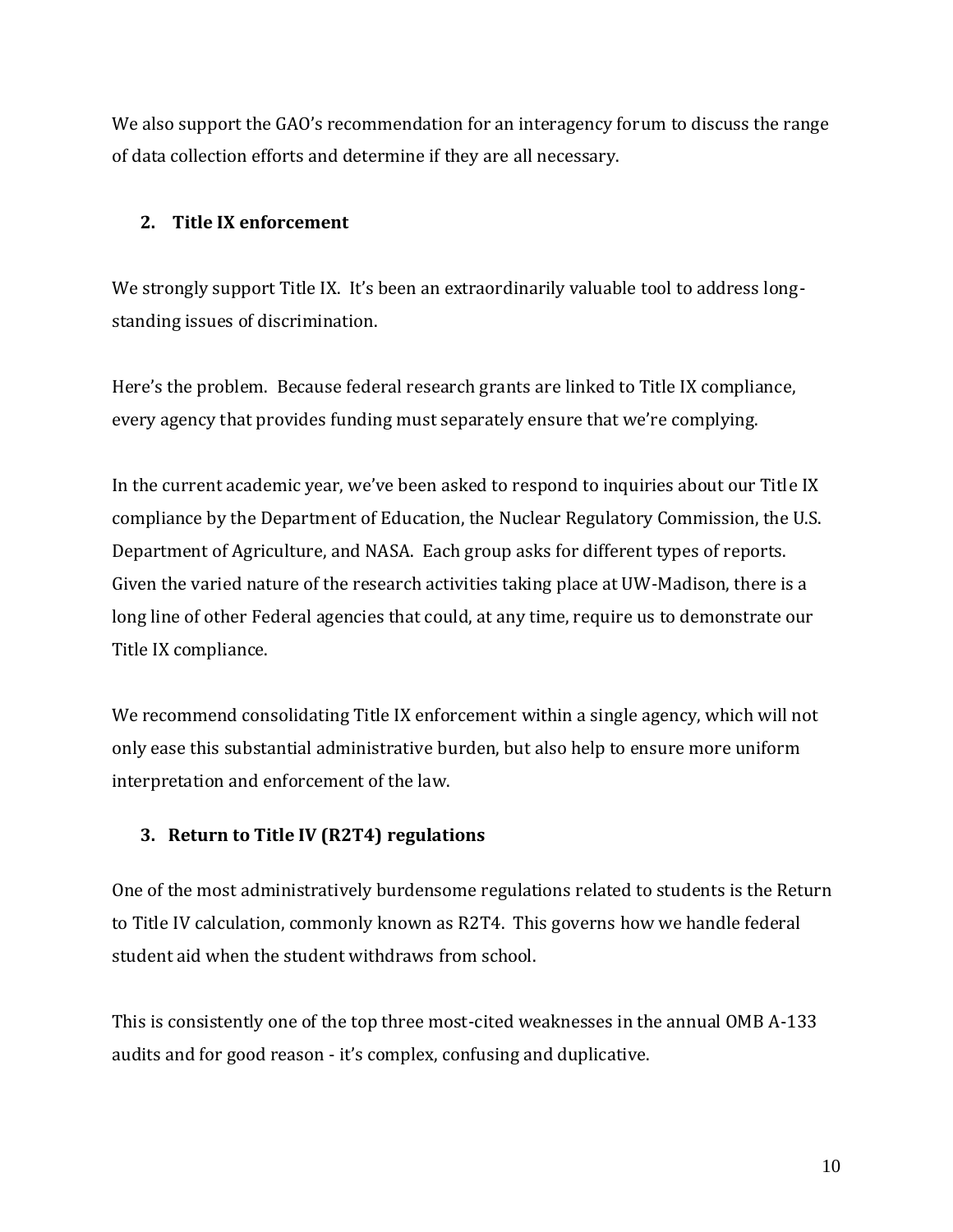We also support the GAO's recommendation for an interagency forum to discuss the range of data collection efforts and determine if they are all necessary.

## 2. Title IX enforcement

We strongly support Title IX. It's been an extraordinarily valuable tool to address long-standing issues of discrimination.

Here's the problem. Because federal research grants are linked to Title IX compliance, every agency that provides funding must separately ensure that we're complying.

In the current academic year, we've been asked to respond to inquiries about our Title IX compliance by the Department of Education, the Nuclear Regulatory Commission, the U.S. Department of Agriculture, and NASA. Each group asks for different types of reports. Given the varied nature of the research activities taking place at UW-Madison, there is a long line of other Federal agencies that could, at any time, require us to demonstrate our Title IX compliance.

We recommend consolidating Title IX enforcement within a single agency, which will not only ease this substantial administrative burden, but also help to ensure more uniform interpretation and enforcement of the law.

## 3. Return to Title IV (R2T4) regulations

One of the most administratively burdensome regulations related to students is the Return to Title IV calculation, commonly known as R2T4. This governs how we handle federal student aid when the student withdraws from school.

This is consistently one of the top three most-cited weaknesses in the annual OMB A-133 audits and for good reason - it's complex, confusing and duplicative.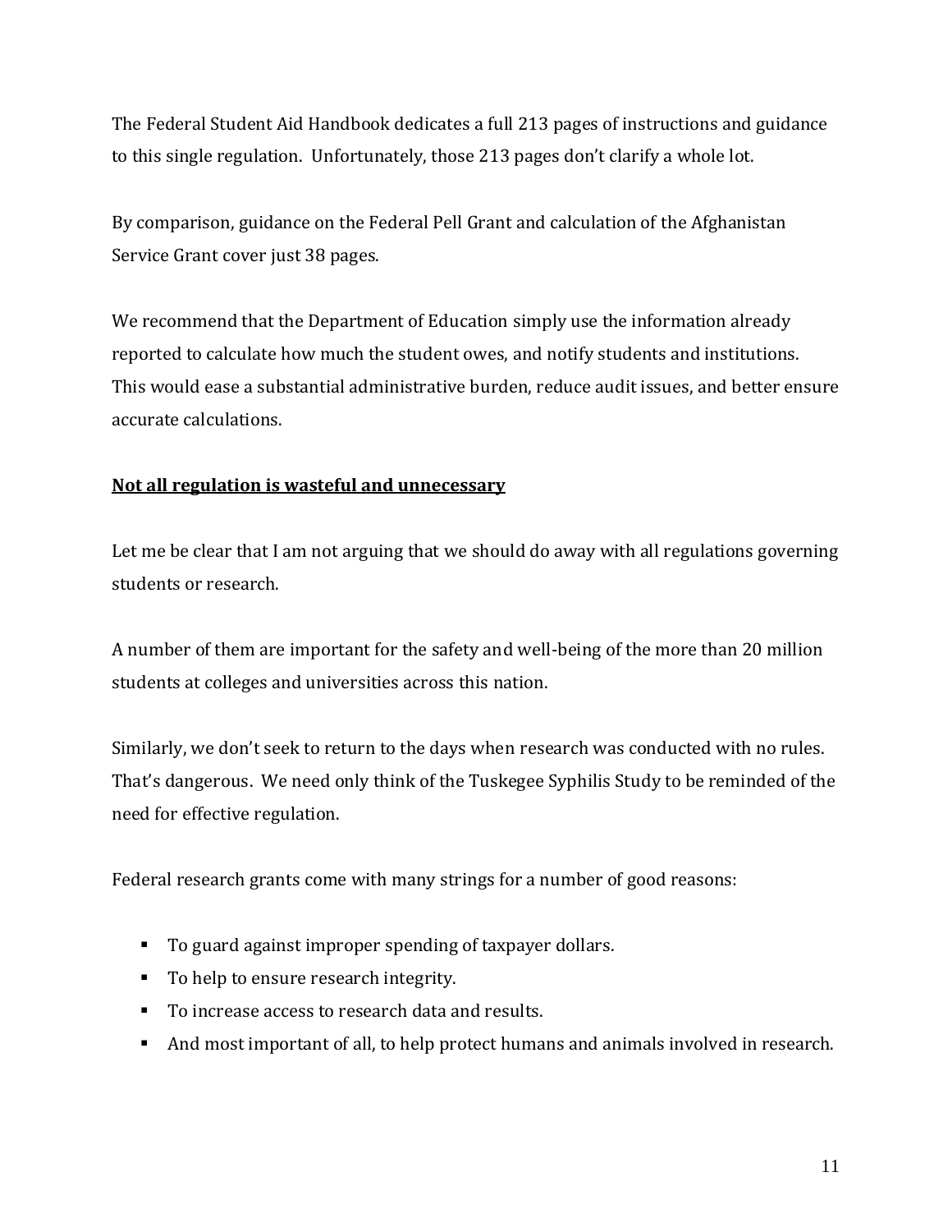The Federal Student Aid Handbook dedicates a full 213 pages of instructions and guidance to this single regulation. Unfortunately, those 213 pages don't clarify a whole lot.

By comparison, guidance on the Federal Pell Grant and calculation of the Afghanistan Service Grant cover just 38 pages.

We recommend that the Department of Education simply use the information already reported to calculate how much the student owes, and notify students and institutions. This would ease a substantial administrative burden, reduce audit issues, and better ensure accurate calculations.

**Not all regulation is wasteful and unnecessary**

Let me be clear that I am not arguing that we should do away with all regulations governing students or research.

A number of them are important for the safety and well-being of the more than 20 million students at colleges and universities across this nation.

Similarly, we don't seek to return to the days when research was conducted with no rules. That's dangerous. We need only think of the Tuskegee Syphilis Study to be reminded of the need for effective regulation.

Federal research grants come with many strings for a number of good reasons:

- To guard against improper spending of taxpayer dollars.
- To help to ensure research integrity.
- To increase access to research data and results.
- And most important of all, to help protect humans and animals involved in research.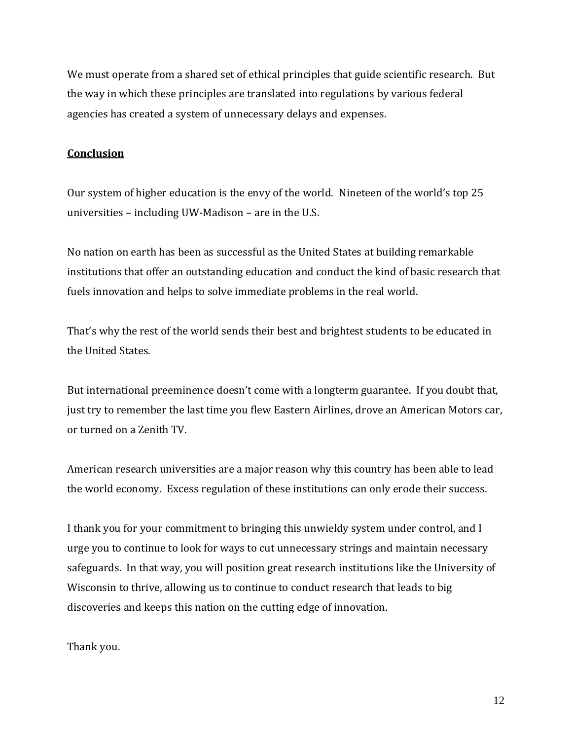We must operate from a shared set of ethical principles that guide scientific research. But the way in which these principles are translated into regulations by various federal agencies has created a system of unnecessary delays and expenses.

**Conclusion**

Our system of higher education is the envy of the world. Nineteen of the world's top 25 universities – including UW-Madison – are in the U.S.

No nation on earth has been as successful as the United States at building remarkable institutions that offer an outstanding education and conduct the kind of basic research that fuels innovation and helps to solve immediate problems in the real world.

That's why the rest of the world sends their best and brightest students to be educated in the United States.

But international preeminence doesn't come with a longterm guarantee. If you doubt that, just try to remember the last time you flew Eastern Airlines, drove an American Motors car, or turned on a Zenith TV.

American research universities are a major reason why this country has been able to lead the world economy. Excess regulation of these institutions can only erode their success.

I thank you for your commitment to bringing this unwieldy system under control, and I urge you to continue to look for ways to cut unnecessary strings and maintain necessary safeguards. In that way, you will position great research institutions like the University of Wisconsin to thrive, allowing us to continue to conduct research that leads to big discoveries and keeps this nation on the cutting edge of innovation.

Thank you.